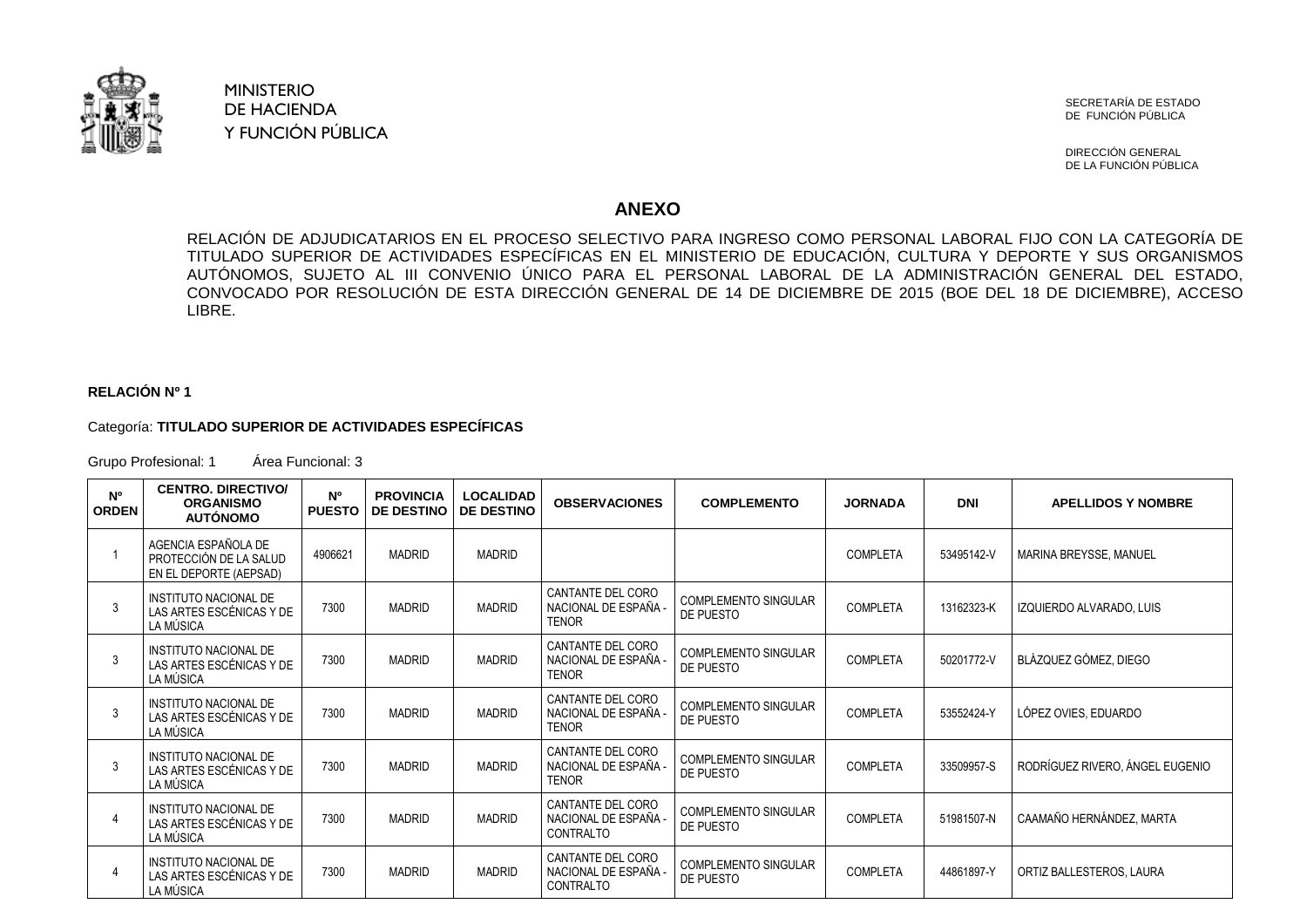MINISTERIO
DE HACIENDA
Y FUNCIÓN PÚBLICA

SECRETARÍA DE ESTADO
DE FUNCIÓN PÚBLICA

DIRECCIÓN GENERAL
DE LA FUNCIÓN PÚBLICA

# ANEXO

RELACIÓN DE ADJUDICATARIOS EN EL PROCESO SELECTIVO PARA INGRESO COMO PERSONAL LABORAL FIJO CON LA CATEGORÍA DE TITULADO SUPERIOR DE ACTIVIDADES ESPECÍFICAS EN EL MINISTERIO DE EDUCACIÓN, CULTURA Y DEPORTE Y SUS ORGANISMOS AUTÓNOMOS, SUJETO AL III CONVENIO ÚNICO PARA EL PERSONAL LABORAL DE LA ADMINISTRACIÓN GENERAL DEL ESTADO, CONVOCADO POR RESOLUCIÓN DE ESTA DIRECCIÓN GENERAL DE 14 DE DICIEMBRE DE 2015 (BOE DEL 18 DE DICIEMBRE), ACCESO LIBRE.

**RELACIÓN Nº 1**

Categoría: **TITULADO SUPERIOR DE ACTIVIDADES ESPECÍFICAS**

Grupo Profesional: 1 Área Funcional: 3

| Nº ORDEN | CENTRO. DIRECTIVO/ ORGANISMO AUTÓNOMO | Nº PUESTO | PROVINCIA DE DESTINO | LOCALIDAD DE DESTINO | OBSERVACIONES | COMPLEMENTO | JORNADA | DNI | APELLIDOS Y NOMBRE |
|---|---|---|---|---|---|---|---|---|---|
| 1 | AGENCIA ESPAÑOLA DE PROTECCIÓN DE LA SALUD EN EL DEPORTE (AEPSAD) | 4906621 | MADRID | MADRID | | | COMPLETA | 53495142-V | MARINA BREYSSE, MANUEL |
| 3 | INSTITUTO NACIONAL DE LAS ARTES ESCÉNICAS Y DE LA MÚSICA | 7300 | MADRID | MADRID | CANTANTE DEL CORO NACIONAL DE ESPAÑA - TENOR | COMPLEMENTO SINGULAR DE PUESTO | COMPLETA | 13162323-K | IZQUIERDO ALVARADO, LUIS |
| 3 | INSTITUTO NACIONAL DE LAS ARTES ESCÉNICAS Y DE LA MÚSICA | 7300 | MADRID | MADRID | CANTANTE DEL CORO NACIONAL DE ESPAÑA - TENOR | COMPLEMENTO SINGULAR DE PUESTO | COMPLETA | 50201772-V | BLÁZQUEZ GÓMEZ, DIEGO |
| 3 | INSTITUTO NACIONAL DE LAS ARTES ESCÉNICAS Y DE LA MÚSICA | 7300 | MADRID | MADRID | CANTANTE DEL CORO NACIONAL DE ESPAÑA - TENOR | COMPLEMENTO SINGULAR DE PUESTO | COMPLETA | 53552424-Y | LÓPEZ OVIES, EDUARDO |
| 3 | INSTITUTO NACIONAL DE LAS ARTES ESCÉNICAS Y DE LA MÚSICA | 7300 | MADRID | MADRID | CANTANTE DEL CORO NACIONAL DE ESPAÑA - TENOR | COMPLEMENTO SINGULAR DE PUESTO | COMPLETA | 33509957-S | RODRÍGUEZ RIVERO, ÁNGEL EUGENIO |
| 4 | INSTITUTO NACIONAL DE LAS ARTES ESCÉNICAS Y DE LA MÚSICA | 7300 | MADRID | MADRID | CANTANTE DEL CORO NACIONAL DE ESPAÑA - CONTRALTO | COMPLEMENTO SINGULAR DE PUESTO | COMPLETA | 51981507-N | CAAMAÑO HERNÁNDEZ, MARTA |
| 4 | INSTITUTO NACIONAL DE LAS ARTES ESCÉNICAS Y DE LA MÚSICA | 7300 | MADRID | MADRID | CANTANTE DEL CORO NACIONAL DE ESPAÑA - CONTRALTO | COMPLEMENTO SINGULAR DE PUESTO | COMPLETA | 44861897-Y | ORTIZ BALLESTEROS, LAURA |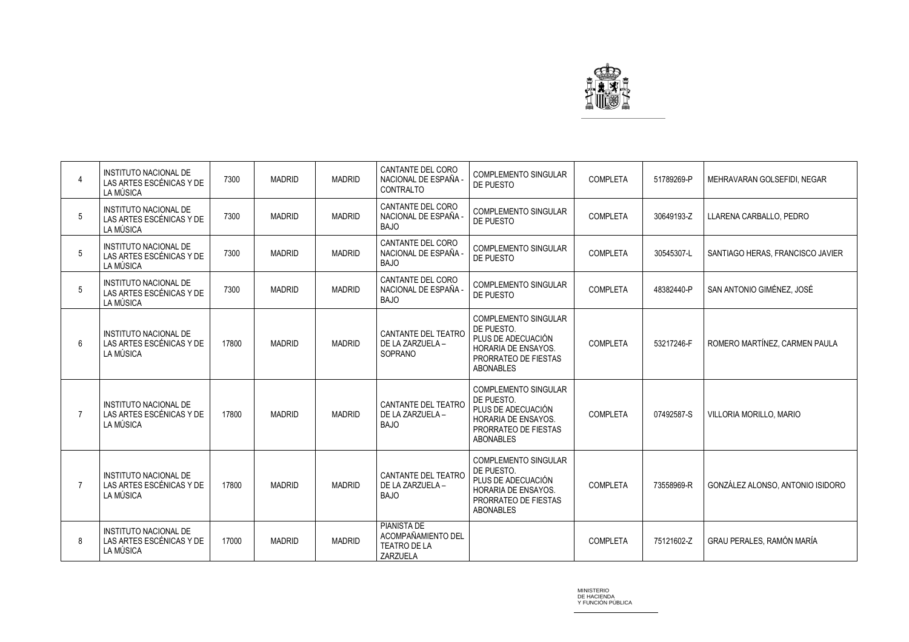| | | | | | | | | | |
|---|---|---|---|---|---|---|---|---|---|
| 4 | INSTITUTO NACIONAL DE LAS ARTES ESCÉNICAS Y DE LA MÚSICA | 7300 | MADRID | MADRID | CANTANTE DEL CORO NACIONAL DE ESPAÑA - CONTRALTO | COMPLEMENTO SINGULAR DE PUESTO | COMPLETA | 51789269-P | MEHRAVARAN GOLSEFIDI, NEGAR |
| 5 | INSTITUTO NACIONAL DE LAS ARTES ESCÉNICAS Y DE LA MÚSICA | 7300 | MADRID | MADRID | CANTANTE DEL CORO NACIONAL DE ESPAÑA - BAJO | COMPLEMENTO SINGULAR DE PUESTO | COMPLETA | 30649193-Z | LLARENA CARBALLO, PEDRO |
| 5 | INSTITUTO NACIONAL DE LAS ARTES ESCÉNICAS Y DE LA MÚSICA | 7300 | MADRID | MADRID | CANTANTE DEL CORO NACIONAL DE ESPAÑA - BAJO | COMPLEMENTO SINGULAR DE PUESTO | COMPLETA | 30545307-L | SANTIAGO HERAS, FRANCISCO JAVIER |
| 5 | INSTITUTO NACIONAL DE LAS ARTES ESCÉNICAS Y DE LA MÚSICA | 7300 | MADRID | MADRID | CANTANTE DEL CORO NACIONAL DE ESPAÑA - BAJO | COMPLEMENTO SINGULAR DE PUESTO | COMPLETA | 48382440-P | SAN ANTONIO GIMÉNEZ, JOSÉ |
| 6 | INSTITUTO NACIONAL DE LAS ARTES ESCÉNICAS Y DE LA MÚSICA | 17800 | MADRID | MADRID | CANTANTE DEL TEATRO DE LA ZARZUELA – SOPRANO | COMPLEMENTO SINGULAR DE PUESTO. PLUS DE ADECUACIÓN HORARIA DE ENSAYOS. PRORRATEO DE FIESTAS ABONABLES | COMPLETA | 53217246-F | ROMERO MARTÍNEZ, CARMEN PAULA |
| 7 | INSTITUTO NACIONAL DE LAS ARTES ESCÉNICAS Y DE LA MÚSICA | 17800 | MADRID | MADRID | CANTANTE DEL TEATRO DE LA ZARZUELA – BAJO | COMPLEMENTO SINGULAR DE PUESTO. PLUS DE ADECUACIÓN HORARIA DE ENSAYOS. PRORRATEO DE FIESTAS ABONABLES | COMPLETA | 07492587-S | VILLORIA MORILLO, MARIO |
| 7 | INSTITUTO NACIONAL DE LAS ARTES ESCÉNICAS Y DE LA MÚSICA | 17800 | MADRID | MADRID | CANTANTE DEL TEATRO DE LA ZARZUELA – BAJO | COMPLEMENTO SINGULAR DE PUESTO. PLUS DE ADECUACIÓN HORARIA DE ENSAYOS. PRORRATEO DE FIESTAS ABONABLES | COMPLETA | 73558969-R | GONZÁLEZ ALONSO, ANTONIO ISIDORO |
| 8 | INSTITUTO NACIONAL DE LAS ARTES ESCÉNICAS Y DE LA MÚSICA | 17000 | MADRID | MADRID | PIANISTA DE ACOMPAÑAMIENTO DEL TEATRO DE LA ZARZUELA | | COMPLETA | 75121602-Z | GRAU PERALES, RAMÓN MARÍA |